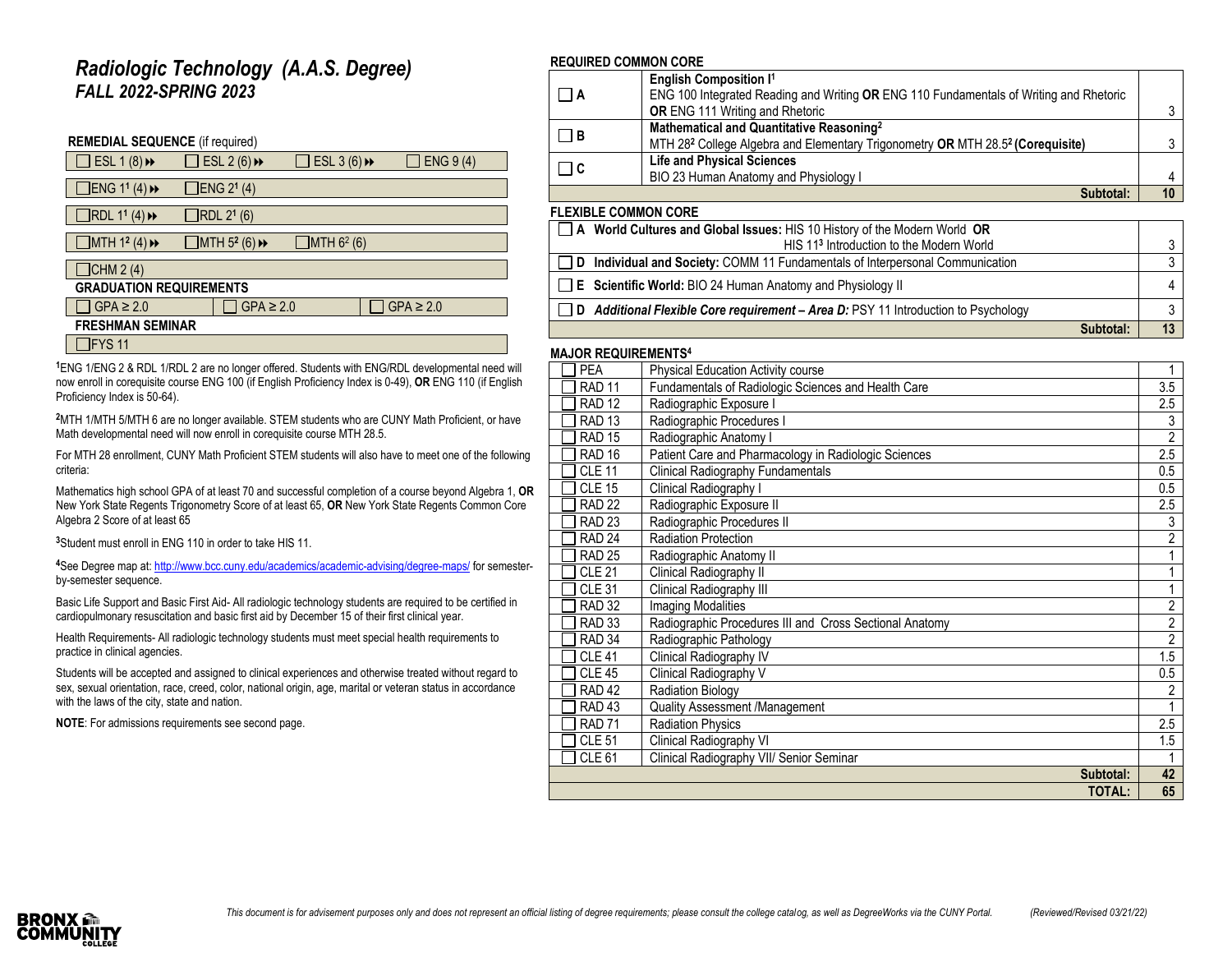# *Radiologic Technology (A.A.S. Degree)*
## *FALL 2022-SPRING 2023*

**REMEDIAL SEQUENCE** (if required)

| | | | |
|---|---|---|---|
| ☐ ESL 1 (8) ⏩ | ☐ ESL 2 (6) ⏩ | ☐ ESL 3 (6) ⏩ | ☐ ENG 9 (4) |
| ☐ ENG 1[1] (4) ⏩ | ☐ ENG 2[1] (4) | | |
| ☐ RDL 1[1] (4) ⏩ | ☐ RDL 2[1] (6) | | |
| ☐ MTH 1[2] (4) ⏩ | ☐ MTH 5[2] (6) ⏩ | ☐ MTH 6[2] (6) | |
| ☐ CHM 2 (4) | | | |

**GRADUATION REQUIREMENTS**

| | | |
|---|---|---|
| ☐ GPA ≥ 2.0 | ☐ GPA ≥ 2.0 | ☐ GPA ≥ 2.0 |

**FRESHMAN SEMINAR**

☐ FYS 11

[1]ENG 1/ENG 2 & RDL 1/RDL 2 are no longer offered. Students with ENG/RDL developmental need will now enroll in corequisite course ENG 100 (if English Proficiency Index is 0-49), **OR** ENG 110 (if English Proficiency Index is 50-64).

[2]MTH 1/MTH 5/MTH 6 are no longer available. STEM students who are CUNY Math Proficient, or have Math developmental need will now enroll in corequisite course MTH 28.5.

For MTH 28 enrollment, CUNY Math Proficient STEM students will also have to meet one of the following criteria:

Mathematics high school GPA of at least 70 and successful completion of a course beyond Algebra 1, **OR** New York State Regents Trigonometry Score of at least 65, **OR** New York State Regents Common Core Algebra 2 Score of at least 65

[3]Student must enroll in ENG 110 in order to take HIS 11.

[4]See Degree map at: http://www.bcc.cuny.edu/academics/academic-advising/degree-maps/ for semester-by-semester sequence.

Basic Life Support and Basic First Aid- All radiologic technology students are required to be certified in cardiopulmonary resuscitation and basic first aid by December 15 of their first clinical year.

Health Requirements- All radiologic technology students must meet special health requirements to practice in clinical agencies.

Students will be accepted and assigned to clinical experiences and otherwise treated without regard to sex, sexual orientation, race, creed, color, national origin, age, marital or veteran status in accordance with the laws of the city, state and nation.

**NOTE**: For admissions requirements see second page.

**REQUIRED COMMON CORE**

| | | |
|---|---|---|
| ☐ **A** | **English Composition I[1]** ENG 100 Integrated Reading and Writing **OR** ENG 110 Fundamentals of Writing and Rhetoric **OR** ENG 111 Writing and Rhetoric | 3 |
| ☐ **B** | **Mathematical and Quantitative Reasoning[2]** MTH 28[2] College Algebra and Elementary Trigonometry **OR** MTH 28.5[2] **(Corequisite)** | 3 |
| ☐ **C** | **Life and Physical Sciences** BIO 23 Human Anatomy and Physiology I | 4 |
| | **Subtotal:** | **10** |

**FLEXIBLE COMMON CORE**

| | |
|---|---|
| ☐ **A World Cultures and Global Issues:** HIS 10 History of the Modern World **OR** HIS 11[3] Introduction to the Modern World | 3 |
| ☐ **D Individual and Society:** COMM 11 Fundamentals of Interpersonal Communication | 3 |
| ☐ **E Scientific World:** BIO 24 Human Anatomy and Physiology II | 4 |
| ☐ **D** ***Additional Flexible Core requirement – Area D:*** PSY 11 Introduction to Psychology | 3 |
| **Subtotal:** | **13** |

**MAJOR REQUIREMENTS[4]**

| | | |
|---|---|---|
| ☐ PEA | Physical Education Activity course | 1 |
| ☐ RAD 11 | Fundamentals of Radiologic Sciences and Health Care | 3.5 |
| ☐ RAD 12 | Radiographic Exposure I | 2.5 |
| ☐ RAD 13 | Radiographic Procedures I | 3 |
| ☐ RAD 15 | Radiographic Anatomy I | 2 |
| ☐ RAD 16 | Patient Care and Pharmacology in Radiologic Sciences | 2.5 |
| ☐ CLE 11 | Clinical Radiography Fundamentals | 0.5 |
| ☐ CLE 15 | Clinical Radiography I | 0.5 |
| ☐ RAD 22 | Radiographic Exposure II | 2.5 |
| ☐ RAD 23 | Radiographic Procedures II | 3 |
| ☐ RAD 24 | Radiation Protection | 2 |
| ☐ RAD 25 | Radiographic Anatomy II | 1 |
| ☐ CLE 21 | Clinical Radiography II | 1 |
| ☐ CLE 31 | Clinical Radiography III | 1 |
| ☐ RAD 32 | Imaging Modalities | 2 |
| ☐ RAD 33 | Radiographic Procedures III and Cross Sectional Anatomy | 2 |
| ☐ RAD 34 | Radiographic Pathology | 2 |
| ☐ CLE 41 | Clinical Radiography IV | 1.5 |
| ☐ CLE 45 | Clinical Radiography V | 0.5 |
| ☐ RAD 42 | Radiation Biology | 2 |
| ☐ RAD 43 | Quality Assessment /Management | 1 |
| ☐ RAD 71 | Radiation Physics | 2.5 |
| ☐ CLE 51 | Clinical Radiography VI | 1.5 |
| ☐ CLE 61 | Clinical Radiography VII/ Senior Seminar | 1 |
| | **Subtotal:** | **42** |
| | **TOTAL:** | **65** |

*This document is for advisement purposes only and does not represent an official listing of degree requirements; please consult the college catalog, as well as DegreeWorks via the CUNY Portal.* (Reviewed/Revised 03/21/22)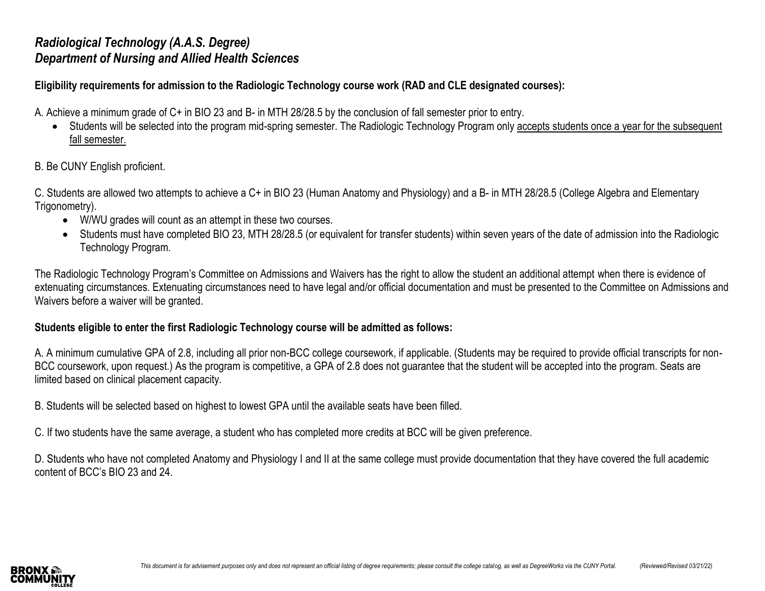## *Radiological Technology (A.A.S. Degree)*
## *Department of Nursing and Allied Health Sciences*

**Eligibility requirements for admission to the Radiologic Technology course work (RAD and CLE designated courses):**

A. Achieve a minimum grade of C+ in BIO 23 and B- in MTH 28/28.5 by the conclusion of fall semester prior to entry.

- Students will be selected into the program mid-spring semester. The Radiologic Technology Program only accepts students once a year for the subsequent fall semester.

B. Be CUNY English proficient.

C. Students are allowed two attempts to achieve a C+ in BIO 23 (Human Anatomy and Physiology) and a B- in MTH 28/28.5 (College Algebra and Elementary Trigonometry).

- W/WU grades will count as an attempt in these two courses.
- Students must have completed BIO 23, MTH 28/28.5 (or equivalent for transfer students) within seven years of the date of admission into the Radiologic Technology Program.

The Radiologic Technology Program's Committee on Admissions and Waivers has the right to allow the student an additional attempt when there is evidence of extenuating circumstances. Extenuating circumstances need to have legal and/or official documentation and must be presented to the Committee on Admissions and Waivers before a waiver will be granted.

**Students eligible to enter the first Radiologic Technology course will be admitted as follows:**

A. A minimum cumulative GPA of 2.8, including all prior non-BCC college coursework, if applicable. (Students may be required to provide official transcripts for non-BCC coursework, upon request.) As the program is competitive, a GPA of 2.8 does not guarantee that the student will be accepted into the program. Seats are limited based on clinical placement capacity.

B. Students will be selected based on highest to lowest GPA until the available seats have been filled.

C. If two students have the same average, a student who has completed more credits at BCC will be given preference.

D. Students who have not completed Anatomy and Physiology I and II at the same college must provide documentation that they have covered the full academic content of BCC's BIO 23 and 24.

*This document is for advisement purposes only and does not represent an official listing of degree requirements; please consult the college catalog, as well as DegreeWorks via the CUNY Portal.* *(Reviewed/Revised 03/21/22)*